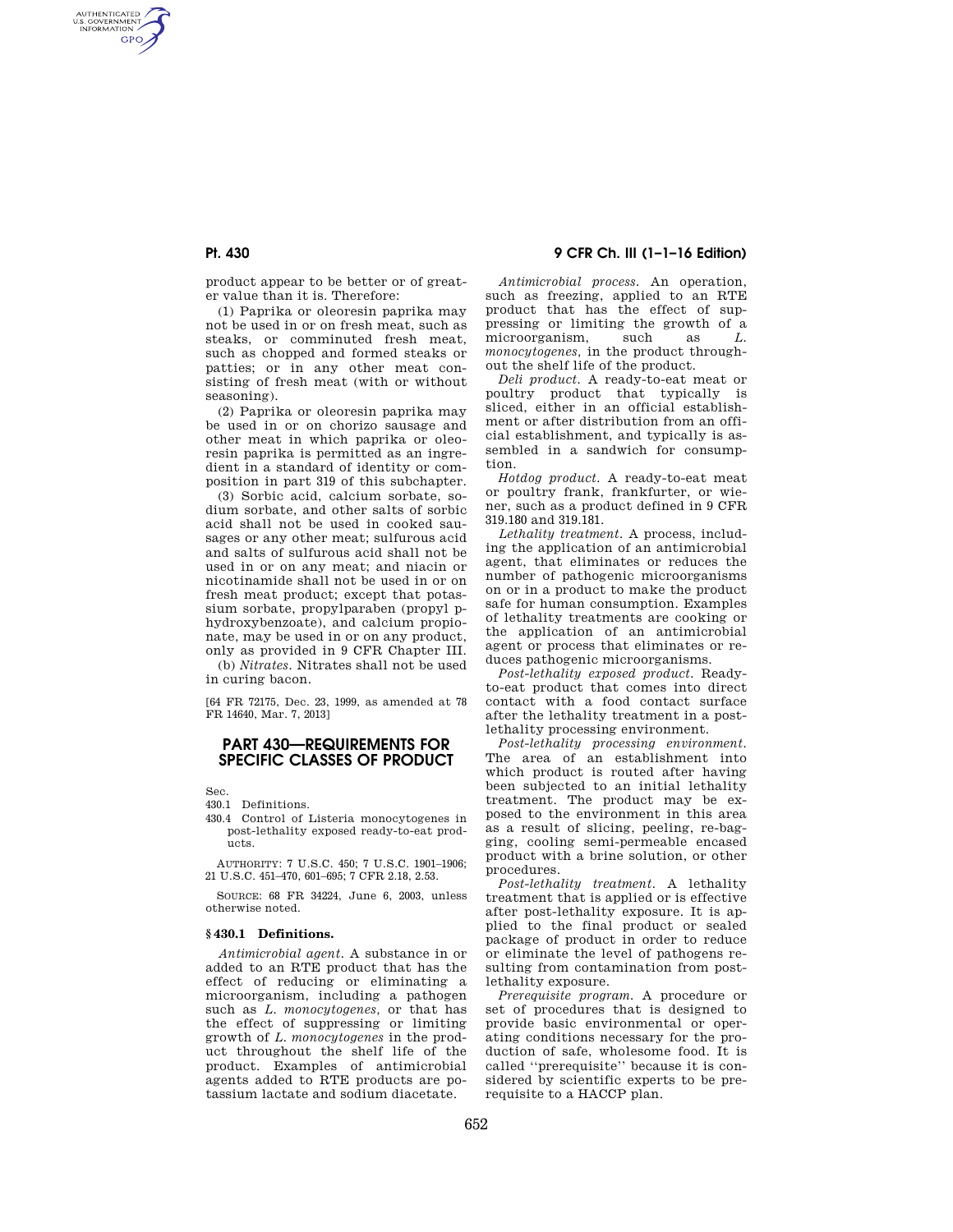product appear to be better or of greater value than it is. Therefore:

(1) Paprika or oleoresin paprika may not be used in or on fresh meat, such as steaks, or comminuted fresh meat, such as chopped and formed steaks or patties; or in any other meat consisting of fresh meat (with or without seasoning).

(2) Paprika or oleoresin paprika may be used in or on chorizo sausage and other meat in which paprika or oleoresin paprika is permitted as an ingredient in a standard of identity or composition in part 319 of this subchapter.

(3) Sorbic acid, calcium sorbate, sodium sorbate, and other salts of sorbic acid shall not be used in cooked sausages or any other meat; sulfurous acid and salts of sulfurous acid shall not be used in or on any meat; and niacin or nicotinamide shall not be used in or on fresh meat product; except that potassium sorbate, propylparaben (propyl p-hydroxybenzoate), and calcium propionate, may be used in or on any product, only as provided in 9 CFR Chapter III.

(b) *Nitrates*. Nitrates shall not be used in curing bacon.

[64 FR 72175, Dec. 23, 1999, as amended at 78 FR 14640, Mar. 7, 2013]

## PART 430—REQUIREMENTS FOR SPECIFIC CLASSES OF PRODUCT

Sec.

430.1 Definitions.

430.4 Control of Listeria monocytogenes in post-lethality exposed ready-to-eat products.

AUTHORITY: 7 U.S.C. 450; 7 U.S.C. 1901–1906; 21 U.S.C. 451–470, 601–695; 7 CFR 2.18, 2.53.

SOURCE: 68 FR 34224, June 6, 2003, unless otherwise noted.

### § 430.1 Definitions.

*Antimicrobial agent*. A substance in or added to an RTE product that has the effect of reducing or eliminating a microorganism, including a pathogen such as *L. monocytogenes*, or that has the effect of suppressing or limiting growth of *L. monocytogenes* in the product throughout the shelf life of the product. Examples of antimicrobial agents added to RTE products are potassium lactate and sodium diacetate.

*Antimicrobial process*. An operation, such as freezing, applied to an RTE product that has the effect of suppressing or limiting the growth of a microorganism, such as *L. monocytogenes*, in the product throughout the shelf life of the product.

*Deli product*. A ready-to-eat meat or poultry product that typically is sliced, either in an official establishment or after distribution from an official establishment, and typically is assembled in a sandwich for consumption.

*Hotdog product*. A ready-to-eat meat or poultry frank, frankfurter, or wiener, such as a product defined in 9 CFR 319.180 and 319.181.

*Lethality treatment*. A process, including the application of an antimicrobial agent, that eliminates or reduces the number of pathogenic microorganisms on or in a product to make the product safe for human consumption. Examples of lethality treatments are cooking or the application of an antimicrobial agent or process that eliminates or reduces pathogenic microorganisms.

*Post-lethality exposed product*. Ready-to-eat product that comes into direct contact with a food contact surface after the lethality treatment in a post-lethality processing environment.

*Post-lethality processing environment*. The area of an establishment into which product is routed after having been subjected to an initial lethality treatment. The product may be exposed to the environment in this area as a result of slicing, peeling, re-bagging, cooling semi-permeable encased product with a brine solution, or other procedures.

*Post-lethality treatment*. A lethality treatment that is applied or is effective after post-lethality exposure. It is applied to the final product or sealed package of product in order to reduce or eliminate the level of pathogens resulting from contamination from post-lethality exposure.

*Prerequisite program*. A procedure or set of procedures that is designed to provide basic environmental or operating conditions necessary for the production of safe, wholesome food. It is called "prerequisite" because it is considered by scientific experts to be prerequisite to a HACCP plan.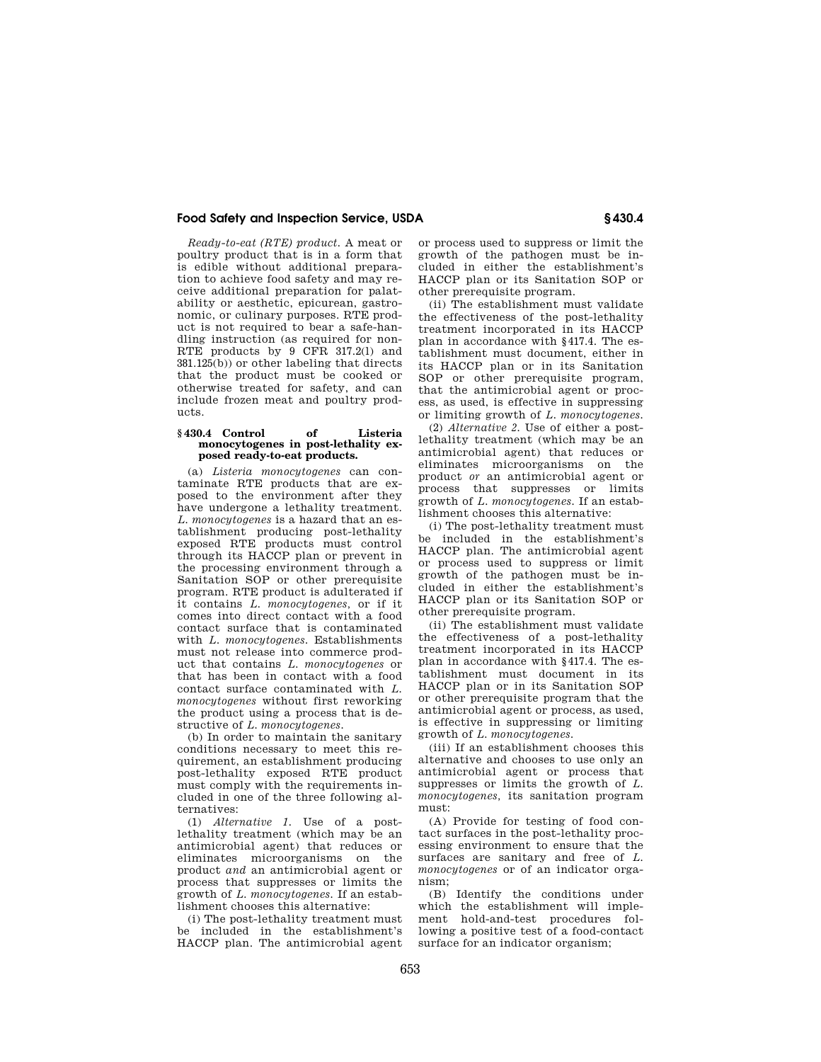*Ready-to-eat (RTE) product.* A meat or poultry product that is in a form that is edible without additional preparation to achieve food safety and may receive additional preparation for palatability or aesthetic, epicurean, gastronomic, or culinary purposes. RTE product is not required to bear a safe-handling instruction (as required for non-RTE products by 9 CFR 317.2(l) and 381.125(b)) or other labeling that directs that the product must be cooked or otherwise treated for safety, and can include frozen meat and poultry products.

## § 430.4 Control of Listeria monocytogenes in post-lethality exposed ready-to-eat products.

(a) *Listeria monocytogenes* can contaminate RTE products that are exposed to the environment after they have undergone a lethality treatment. *L. monocytogenes* is a hazard that an establishment producing post-lethality exposed RTE products must control through its HACCP plan or prevent in the processing environment through a Sanitation SOP or other prerequisite program. RTE product is adulterated if it contains *L. monocytogenes*, or if it comes into direct contact with a food contact surface that is contaminated with *L. monocytogenes*. Establishments must not release into commerce product that contains *L. monocytogenes* or that has been in contact with a food contact surface contaminated with *L. monocytogenes* without first reworking the product using a process that is destructive of *L. monocytogenes*.

(b) In order to maintain the sanitary conditions necessary to meet this requirement, an establishment producing post-lethality exposed RTE product must comply with the requirements included in one of the three following alternatives:

(1) *Alternative 1.* Use of a post-lethality treatment (which may be an antimicrobial agent) that reduces or eliminates microorganisms on the product *and* an antimicrobial agent or process that suppresses or limits the growth of *L. monocytogenes*. If an establishment chooses this alternative:

(i) The post-lethality treatment must be included in the establishment's HACCP plan. The antimicrobial agent or process used to suppress or limit the growth of the pathogen must be included in either the establishment's HACCP plan or its Sanitation SOP or other prerequisite program.

(ii) The establishment must validate the effectiveness of the post-lethality treatment incorporated in its HACCP plan in accordance with §417.4. The establishment must document, either in its HACCP plan or in its Sanitation SOP or other prerequisite program, that the antimicrobial agent or process, as used, is effective in suppressing or limiting growth of *L. monocytogenes*.

(2) *Alternative 2.* Use of either a post-lethality treatment (which may be an antimicrobial agent) that reduces or eliminates microorganisms on the product *or* an antimicrobial agent or process that suppresses or limits growth of *L. monocytogenes*. If an establishment chooses this alternative:

(i) The post-lethality treatment must be included in the establishment's HACCP plan. The antimicrobial agent or process used to suppress or limit growth of the pathogen must be included in either the establishment's HACCP plan or its Sanitation SOP or other prerequisite program.

(ii) The establishment must validate the effectiveness of a post-lethality treatment incorporated in its HACCP plan in accordance with §417.4. The establishment must document in its HACCP plan or in its Sanitation SOP or other prerequisite program that the antimicrobial agent or process, as used, is effective in suppressing or limiting growth of *L. monocytogenes*.

(iii) If an establishment chooses this alternative and chooses to use only an antimicrobial agent or process that suppresses or limits the growth of *L. monocytogenes*, its sanitation program must:

(A) Provide for testing of food contact surfaces in the post-lethality processing environment to ensure that the surfaces are sanitary and free of *L. monocytogenes* or of an indicator organism;

(B) Identify the conditions under which the establishment will implement hold-and-test procedures following a positive test of a food-contact surface for an indicator organism;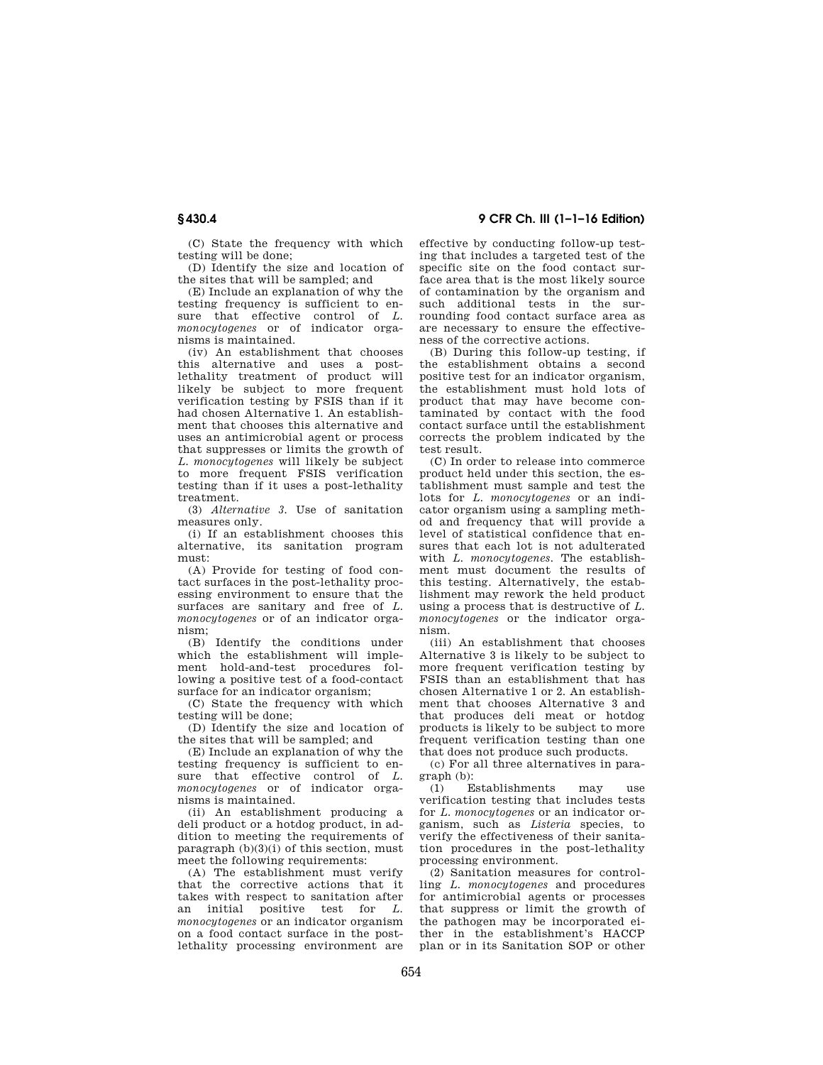(C) State the frequency with which testing will be done;

(D) Identify the size and location of the sites that will be sampled; and

(E) Include an explanation of why the testing frequency is sufficient to ensure that effective control of *L. monocytogenes* or of indicator organisms is maintained.

(iv) An establishment that chooses this alternative and uses a post-lethality treatment of product will likely be subject to more frequent verification testing by FSIS than if it had chosen Alternative 1. An establishment that chooses this alternative and uses an antimicrobial agent or process that suppresses or limits the growth of *L. monocytogenes* will likely be subject to more frequent FSIS verification testing than if it uses a post-lethality treatment.

(3) *Alternative 3.* Use of sanitation measures only.

(i) If an establishment chooses this alternative, its sanitation program must:

(A) Provide for testing of food contact surfaces in the post-lethality processing environment to ensure that the surfaces are sanitary and free of *L. monocytogenes* or of an indicator organism;

(B) Identify the conditions under which the establishment will implement hold-and-test procedures following a positive test of a food-contact surface for an indicator organism;

(C) State the frequency with which testing will be done;

(D) Identify the size and location of the sites that will be sampled; and

(E) Include an explanation of why the testing frequency is sufficient to ensure that effective control of *L. monocytogenes* or of indicator organisms is maintained.

(ii) An establishment producing a deli product or a hotdog product, in addition to meeting the requirements of paragraph (b)(3)(i) of this section, must meet the following requirements:

(A) The establishment must verify that the corrective actions that it takes with respect to sanitation after an initial positive test for *L. monocytogenes* or an indicator organism on a food contact surface in the post-lethality processing environment are effective by conducting follow-up testing that includes a targeted test of the specific site on the food contact surface area that is the most likely source of contamination by the organism and such additional tests in the surrounding food contact surface area as are necessary to ensure the effectiveness of the corrective actions.

(B) During this follow-up testing, if the establishment obtains a second positive test for an indicator organism, the establishment must hold lots of product that may have become contaminated by contact with the food contact surface until the establishment corrects the problem indicated by the test result.

(C) In order to release into commerce product held under this section, the establishment must sample and test the lots for *L. monocytogenes* or an indicator organism using a sampling method and frequency that will provide a level of statistical confidence that ensures that each lot is not adulterated with *L. monocytogenes*. The establishment must document the results of this testing. Alternatively, the establishment may rework the held product using a process that is destructive of *L. monocytogenes* or the indicator organism.

(iii) An establishment that chooses Alternative 3 is likely to be subject to more frequent verification testing by FSIS than an establishment that has chosen Alternative 1 or 2. An establishment that chooses Alternative 3 and that produces deli meat or hotdog products is likely to be subject to more frequent verification testing than one that does not produce such products.

(c) For all three alternatives in paragraph (b):

(1) Establishments may use verification testing that includes tests for *L. monocytogenes* or an indicator organism, such as *Listeria* species, to verify the effectiveness of their sanitation procedures in the post-lethality processing environment.

(2) Sanitation measures for controlling *L. monocytogenes* and procedures for antimicrobial agents or processes that suppress or limit the growth of the pathogen may be incorporated either in the establishment's HACCP plan or in its Sanitation SOP or other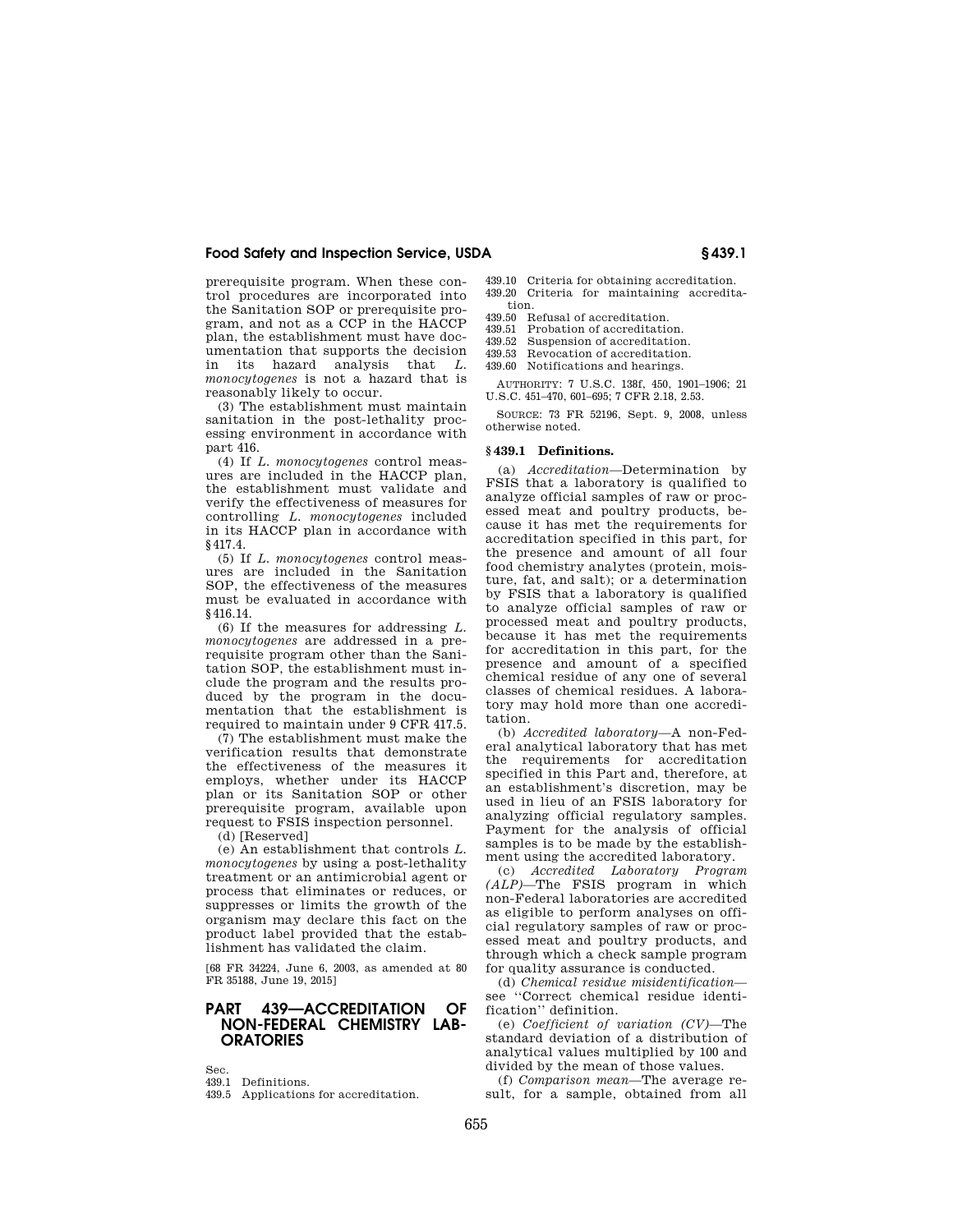prerequisite program. When these control procedures are incorporated into the Sanitation SOP or prerequisite program, and not as a CCP in the HACCP plan, the establishment must have documentation that supports the decision in its hazard analysis that *L. monocytogenes* is not a hazard that is reasonably likely to occur.

(3) The establishment must maintain sanitation in the post-lethality processing environment in accordance with part 416.

(4) If *L. monocytogenes* control measures are included in the HACCP plan, the establishment must validate and verify the effectiveness of measures for controlling *L. monocytogenes* included in its HACCP plan in accordance with §417.4.

(5) If *L. monocytogenes* control measures are included in the Sanitation SOP, the effectiveness of the measures must be evaluated in accordance with §416.14.

(6) If the measures for addressing *L. monocytogenes* are addressed in a prerequisite program other than the Sanitation SOP, the establishment must include the program and the results produced by the program in the documentation that the establishment is required to maintain under 9 CFR 417.5.

(7) The establishment must make the verification results that demonstrate the effectiveness of the measures it employs, whether under its HACCP plan or its Sanitation SOP or other prerequisite program, available upon request to FSIS inspection personnel.

(d) [Reserved]

(e) An establishment that controls *L. monocytogenes* by using a post-lethality treatment or an antimicrobial agent or process that eliminates or reduces, or suppresses or limits the growth of the organism may declare this fact on the product label provided that the establishment has validated the claim.

[68 FR 34224, June 6, 2003, as amended at 80 FR 35188, June 19, 2015]

## PART 439—ACCREDITATION OF NON-FEDERAL CHEMISTRY LABORATORIES

Sec.
439.1 Definitions.
439.5 Applications for accreditation.
439.10 Criteria for obtaining accreditation.
439.20 Criteria for maintaining accreditation.
439.50 Refusal of accreditation.
439.51 Probation of accreditation.
439.52 Suspension of accreditation.
439.53 Revocation of accreditation.
439.60 Notifications and hearings.

AUTHORITY: 7 U.S.C. 138f, 450, 1901–1906; 21 U.S.C. 451–470, 601–695; 7 CFR 2.18, 2.53.

SOURCE: 73 FR 52196, Sept. 9, 2008, unless otherwise noted.

### § 439.1 Definitions.

(a) *Accreditation*—Determination by FSIS that a laboratory is qualified to analyze official samples of raw or processed meat and poultry products, because it has met the requirements for accreditation specified in this part, for the presence and amount of all four food chemistry analytes (protein, moisture, fat, and salt); or a determination by FSIS that a laboratory is qualified to analyze official samples of raw or processed meat and poultry products, because it has met the requirements for accreditation in this part, for the presence and amount of a specified chemical residue of any one of several classes of chemical residues. A laboratory may hold more than one accreditation.

(b) *Accredited laboratory*—A non-Federal analytical laboratory that has met the requirements for accreditation specified in this Part and, therefore, at an establishment's discretion, may be used in lieu of an FSIS laboratory for analyzing official regulatory samples. Payment for the analysis of official samples is to be made by the establishment using the accredited laboratory.

(c) *Accredited Laboratory Program (ALP)*—The FSIS program in which non-Federal laboratories are accredited as eligible to perform analyses on official regulatory samples of raw or processed meat and poultry products, and through which a check sample program for quality assurance is conducted.

(d) *Chemical residue misidentification*—see "Correct chemical residue identification" definition.

(e) *Coefficient of variation (CV)*—The standard deviation of a distribution of analytical values multiplied by 100 and divided by the mean of those values.

(f) *Comparison mean*—The average result, for a sample, obtained from all